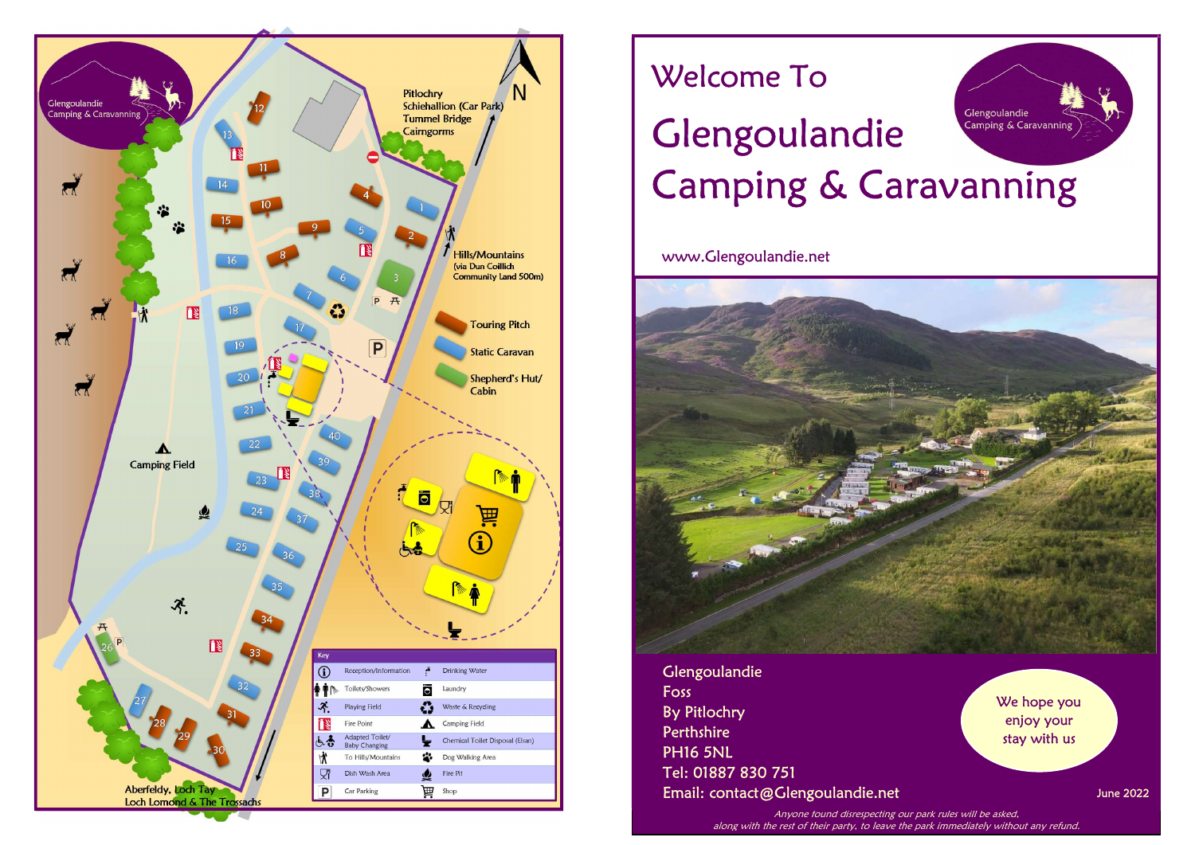Glengoulandie Camping & Caravanning

Pitlochry
Schiehallion (Car Park)
Tummel Bridge
Cairngorms

N

Hills/Mountains
(via Dun Coillich Community Land 500m)

Touring Pitch

Static Caravan

Shepherd's Hut/ Cabin

Camping Field

Aberfeldy, Loch Tay
Loch Lomond & The Trossachs

**Key**

| | | | |
|---|---|---|---|
| | Reception/Information | | Drinking Water |
| | Toilets/Showers | | Laundry |
| | Playing Field | | Waste & Recycling |
| | Fire Point | | Camping Field |
| | Adapted Toilet/ Baby Changing | | Chemical Toilet Disposal (Elsan) |
| | To Hills/Mountains | | Dog Walking Area |
| | Dish Wash Area | | Fire Pit |
| | Car Parking | | Shop |

# Welcome To

# Glengoulandie Camping & Caravanning

Glengoulandie Camping & Caravanning

www.Glengoulandie.net

Glengoulandie
Foss
By Pitlochry
Perthshire
PH16 5NL
Tel: 01887 830 751
Email: contact@Glengoulandie.net

We hope you enjoy your stay with us

June 2022

*Anyone found disrespecting our park rules will be asked, along with the rest of their party, to leave the park immediately without any refund.*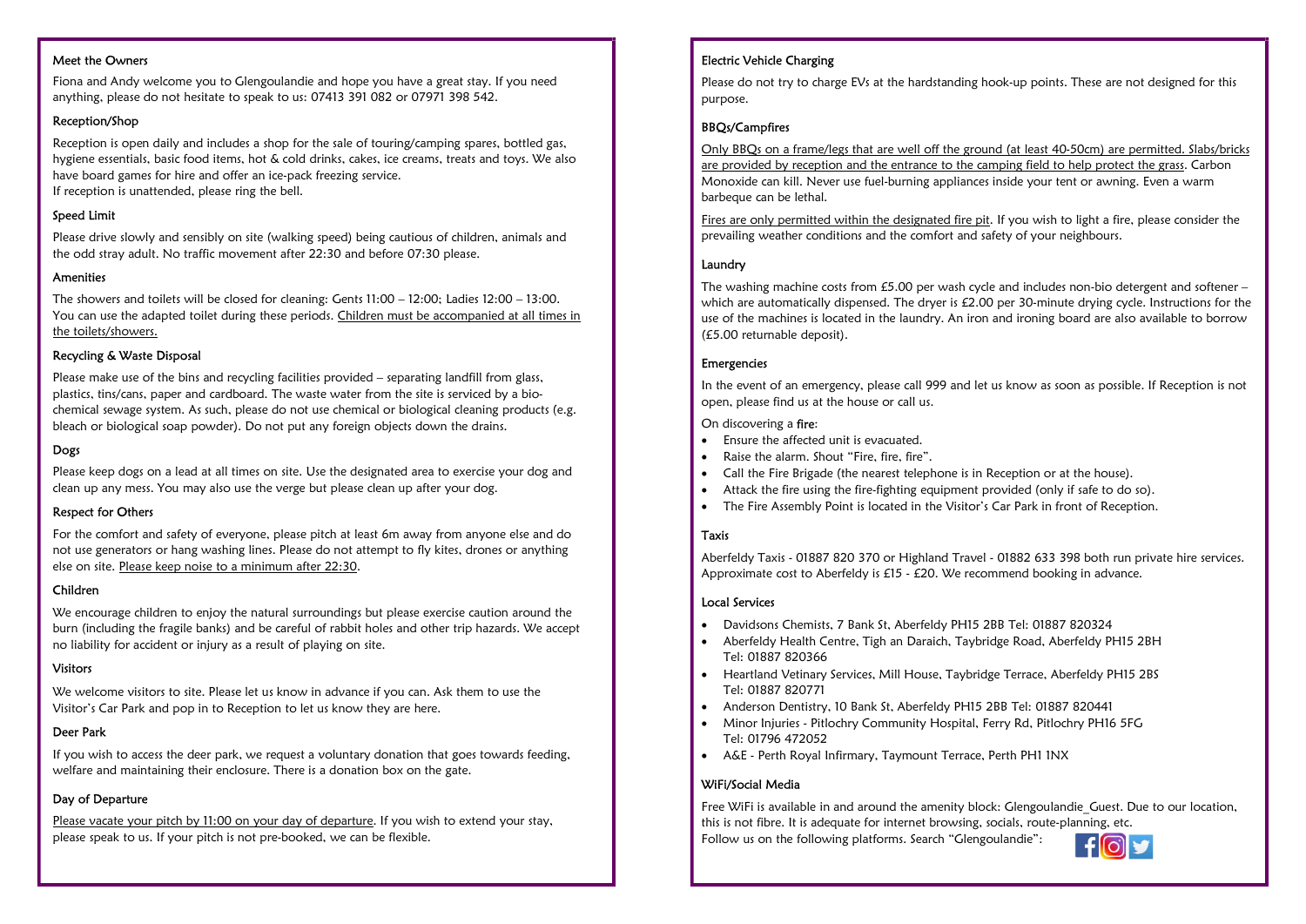### Meet the Owners

Fiona and Andy welcome you to Glengoulandie and hope you have a great stay. If you need anything, please do not hesitate to speak to us: 07413 391 082 or 07971 398 542.

### Reception/Shop

Reception is open daily and includes a shop for the sale of touring/camping spares, bottled gas, hygiene essentials, basic food items, hot & cold drinks, cakes, ice creams, treats and toys. We also have board games for hire and offer an ice-pack freezing service.
If reception is unattended, please ring the bell.

### Speed Limit

Please drive slowly and sensibly on site (walking speed) being cautious of children, animals and the odd stray adult. No traffic movement after 22:30 and before 07:30 please.

### Amenities

The showers and toilets will be closed for cleaning: Gents 11:00 – 12:00; Ladies 12:00 – 13:00. You can use the adapted toilet during these periods. Children must be accompanied at all times in the toilets/showers.

### Recycling & Waste Disposal

Please make use of the bins and recycling facilities provided – separating landfill from glass, plastics, tins/cans, paper and cardboard. The waste water from the site is serviced by a bio-chemical sewage system. As such, please do not use chemical or biological cleaning products (e.g. bleach or biological soap powder). Do not put any foreign objects down the drains.

### Dogs

Please keep dogs on a lead at all times on site. Use the designated area to exercise your dog and clean up any mess. You may also use the verge but please clean up after your dog.

### Respect for Others

For the comfort and safety of everyone, please pitch at least 6m away from anyone else and do not use generators or hang washing lines. Please do not attempt to fly kites, drones or anything else on site. Please keep noise to a minimum after 22:30.

### Children

We encourage children to enjoy the natural surroundings but please exercise caution around the burn (including the fragile banks) and be careful of rabbit holes and other trip hazards. We accept no liability for accident or injury as a result of playing on site.

### Visitors

We welcome visitors to site. Please let us know in advance if you can. Ask them to use the Visitor's Car Park and pop in to Reception to let us know they are here.

### Deer Park

If you wish to access the deer park, we request a voluntary donation that goes towards feeding, welfare and maintaining their enclosure. There is a donation box on the gate.

### Day of Departure

Please vacate your pitch by 11:00 on your day of departure. If you wish to extend your stay, please speak to us. If your pitch is not pre-booked, we can be flexible.

### Electric Vehicle Charging

Please do not try to charge EVs at the hardstanding hook-up points. These are not designed for this purpose.

### BBQs/Campfires

Only BBQs on a frame/legs that are well off the ground (at least 40-50cm) are permitted. Slabs/bricks are provided by reception and the entrance to the camping field to help protect the grass. Carbon Monoxide can kill. Never use fuel-burning appliances inside your tent or awning. Even a warm barbeque can be lethal.

Fires are only permitted within the designated fire pit. If you wish to light a fire, please consider the prevailing weather conditions and the comfort and safety of your neighbours.

### Laundry

The washing machine costs from £5.00 per wash cycle and includes non-bio detergent and softener – which are automatically dispensed. The dryer is £2.00 per 30-minute drying cycle. Instructions for the use of the machines is located in the laundry. An iron and ironing board are also available to borrow (£5.00 returnable deposit).

### Emergencies

In the event of an emergency, please call 999 and let us know as soon as possible. If Reception is not open, please find us at the house or call us.

On discovering a **fire**:

- Ensure the affected unit is evacuated.
- Raise the alarm. Shout "Fire, fire, fire".
- Call the Fire Brigade (the nearest telephone is in Reception or at the house).
- Attack the fire using the fire-fighting equipment provided (only if safe to do so).
- The Fire Assembly Point is located in the Visitor's Car Park in front of Reception.

### Taxis

Aberfeldy Taxis - 01887 820 370 or Highland Travel - 01882 633 398 both run private hire services. Approximate cost to Aberfeldy is £15 - £20. We recommend booking in advance.

### Local Services

- Davidsons Chemists, 7 Bank St, Aberfeldy PH15 2BB Tel: 01887 820324
- Aberfeldy Health Centre, Tigh an Daraich, Taybridge Road, Aberfeldy PH15 2BH Tel: 01887 820366
- Heartland Vetinary Services, Mill House, Taybridge Terrace, Aberfeldy PH15 2BS Tel: 01887 820771
- Anderson Dentistry, 10 Bank St, Aberfeldy PH15 2BB Tel: 01887 820441
- Minor Injuries - Pitlochry Community Hospital, Ferry Rd, Pitlochry PH16 5FG Tel: 01796 472052
- A&E - Perth Royal Infirmary, Taymount Terrace, Perth PH1 1NX

### WiFi/Social Media

Free WiFi is available in and around the amenity block: Glengoulandie_Guest. Due to our location, this is not fibre. It is adequate for internet browsing, socials, route-planning, etc.
Follow us on the following platforms. Search "Glengoulandie":